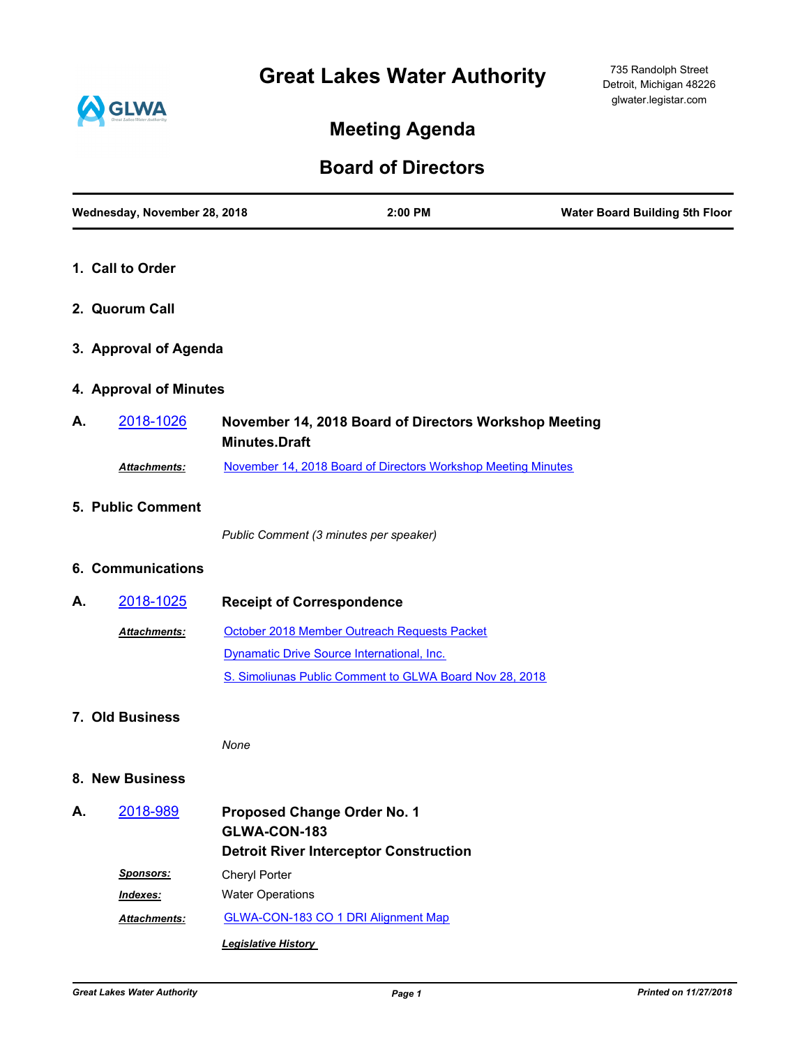# Great Lakes Water Authority

735 Randolph Street
Detroit, Michigan 48226
glwater.legistar.com

## Meeting Agenda

## Board of Directors

**Wednesday, November 28, 2018** | **2:00 PM** | **Water Board Building 5th Floor**

### 1. Call to Order

### 2. Quorum Call

### 3. Approval of Agenda

### 4. Approval of Minutes

**A.** 2018-1026 **November 14, 2018 Board of Directors Workshop Meeting Minutes.Draft**

***Attachments:*** November 14, 2018 Board of Directors Workshop Meeting Minutes

### 5. Public Comment

*Public Comment (3 minutes per speaker)*

### 6. Communications

**A.** 2018-1025 **Receipt of Correspondence**

***Attachments:*** October 2018 Member Outreach Requests Packet
Dynamatic Drive Source International, Inc.
S. Simoliunas Public Comment to GLWA Board Nov 28, 2018

### 7. Old Business

*None*

### 8. New Business

**A.** 2018-989 **Proposed Change Order No. 1**
**GLWA-CON-183**
**Detroit River Interceptor Construction**

***Sponsors:*** Cheryl Porter

***Indexes:*** Water Operations

***Attachments:*** GLWA-CON-183 CO 1 DRI Alignment Map

***Legislative History***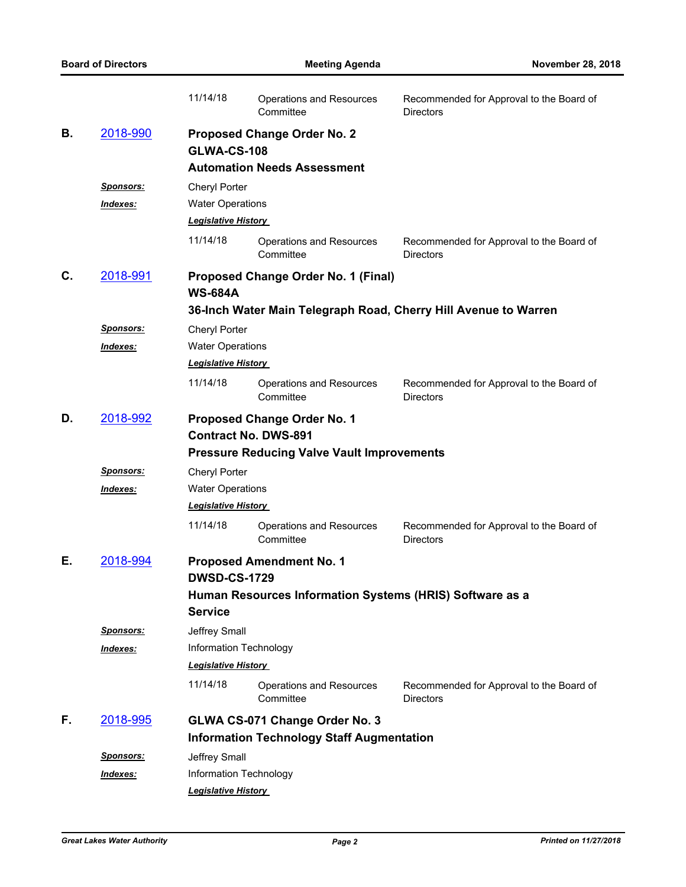| 11/14/18 | Operations and Resources Committee | Recommended for Approval to the Board of Directors |
|---|---|---|

**B.** 2018-990 **Proposed Change Order No. 2**
**GLWA-CS-108**
**Automation Needs Assessment**

***Sponsors:*** Cheryl Porter

***Indexes:*** Water Operations

***Legislative History***

| 11/14/18 | Operations and Resources Committee | Recommended for Approval to the Board of Directors |
|---|---|---|

**C.** 2018-991 **Proposed Change Order No. 1 (Final)**
**WS-684A**
**36-Inch Water Main Telegraph Road, Cherry Hill Avenue to Warren**

***Sponsors:*** Cheryl Porter

***Indexes:*** Water Operations

***Legislative History***

| 11/14/18 | Operations and Resources Committee | Recommended for Approval to the Board of Directors |
|---|---|---|

**D.** 2018-992 **Proposed Change Order No. 1**
**Contract No. DWS-891**
**Pressure Reducing Valve Vault Improvements**

***Sponsors:*** Cheryl Porter

***Indexes:*** Water Operations

***Legislative History***

| 11/14/18 | Operations and Resources Committee | Recommended for Approval to the Board of Directors |
|---|---|---|

**E.** 2018-994 **Proposed Amendment No. 1**
**DWSD-CS-1729**
**Human Resources Information Systems (HRIS) Software as a Service**

***Sponsors:*** Jeffrey Small

***Indexes:*** Information Technology

***Legislative History***

| 11/14/18 | Operations and Resources Committee | Recommended for Approval to the Board of Directors |
|---|---|---|

**F.** 2018-995 **GLWA CS-071 Change Order No. 3**
**Information Technology Staff Augmentation**

***Sponsors:*** Jeffrey Small

***Indexes:*** Information Technology

***Legislative History***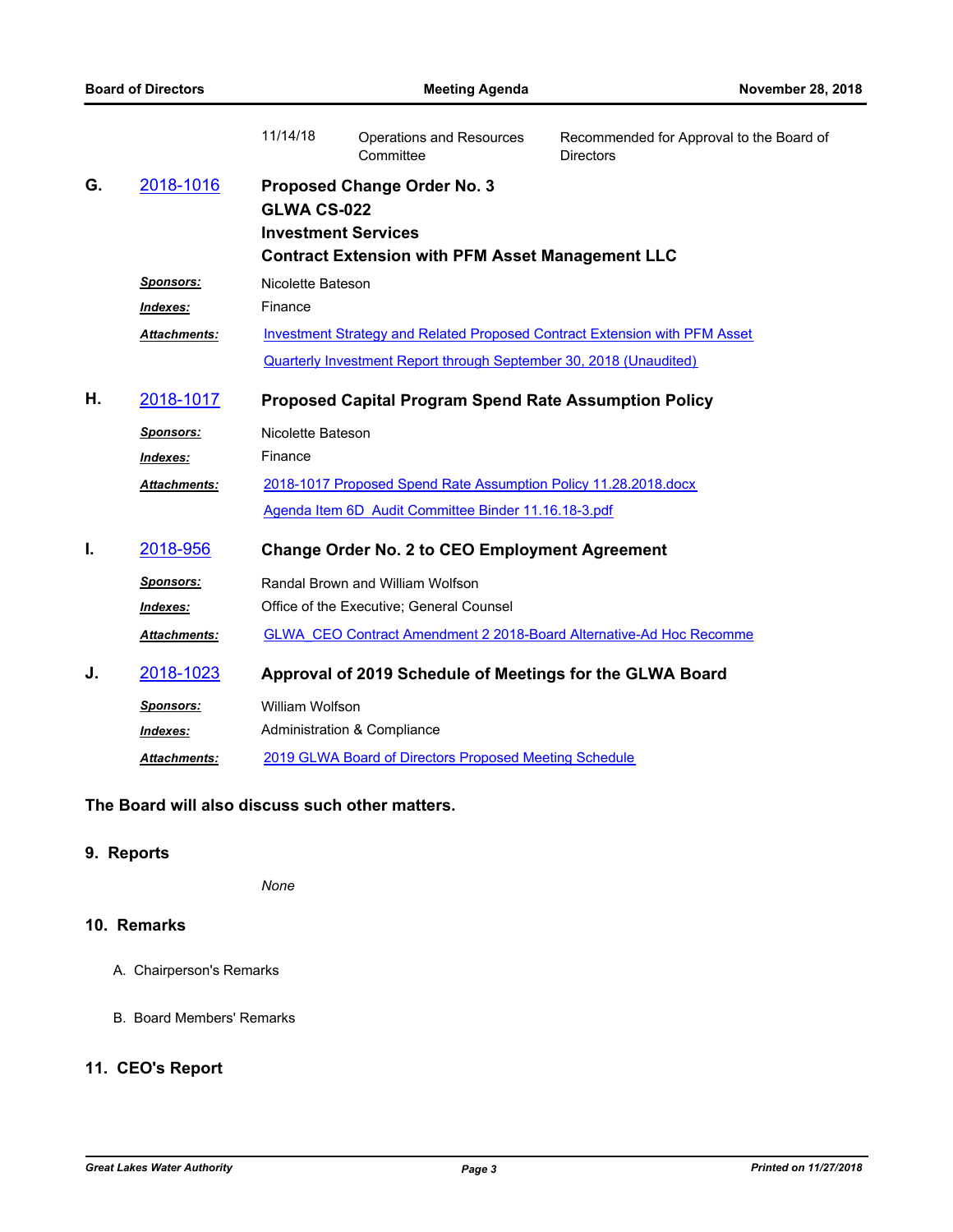| | | | |
|---|---|---|---|
| | 11/14/18 | Operations and Resources Committee | Recommended for Approval to the Board of Directors |

**G.** 2018-1016 **Proposed Change Order No. 3**
**GLWA CS-022**
**Investment Services**
**Contract Extension with PFM Asset Management LLC**

***Sponsors:*** Nicolette Bateson

***Indexes:*** Finance

***Attachments:*** Investment Strategy and Related Proposed Contract Extension with PFM Asset

Quarterly Investment Report through September 30, 2018 (Unaudited)

**H.** 2018-1017 **Proposed Capital Program Spend Rate Assumption Policy**

***Sponsors:*** Nicolette Bateson

***Indexes:*** Finance

***Attachments:*** 2018-1017 Proposed Spend Rate Assumption Policy 11.28.2018.docx

Agenda Item 6D Audit Committee Binder 11.16.18-3.pdf

**I.** 2018-956 **Change Order No. 2 to CEO Employment Agreement**

***Sponsors:*** Randal Brown and William Wolfson

***Indexes:*** Office of the Executive; General Counsel

***Attachments:*** GLWA CEO Contract Amendment 2 2018-Board Alternative-Ad Hoc Recomme

**J.** 2018-1023 **Approval of 2019 Schedule of Meetings for the GLWA Board**

***Sponsors:*** William Wolfson

***Indexes:*** Administration & Compliance

***Attachments:*** 2019 GLWA Board of Directors Proposed Meeting Schedule

**The Board will also discuss such other matters.**

## 9. Reports

*None*

## 10. Remarks

A. Chairperson's Remarks

B. Board Members' Remarks

## 11. CEO's Report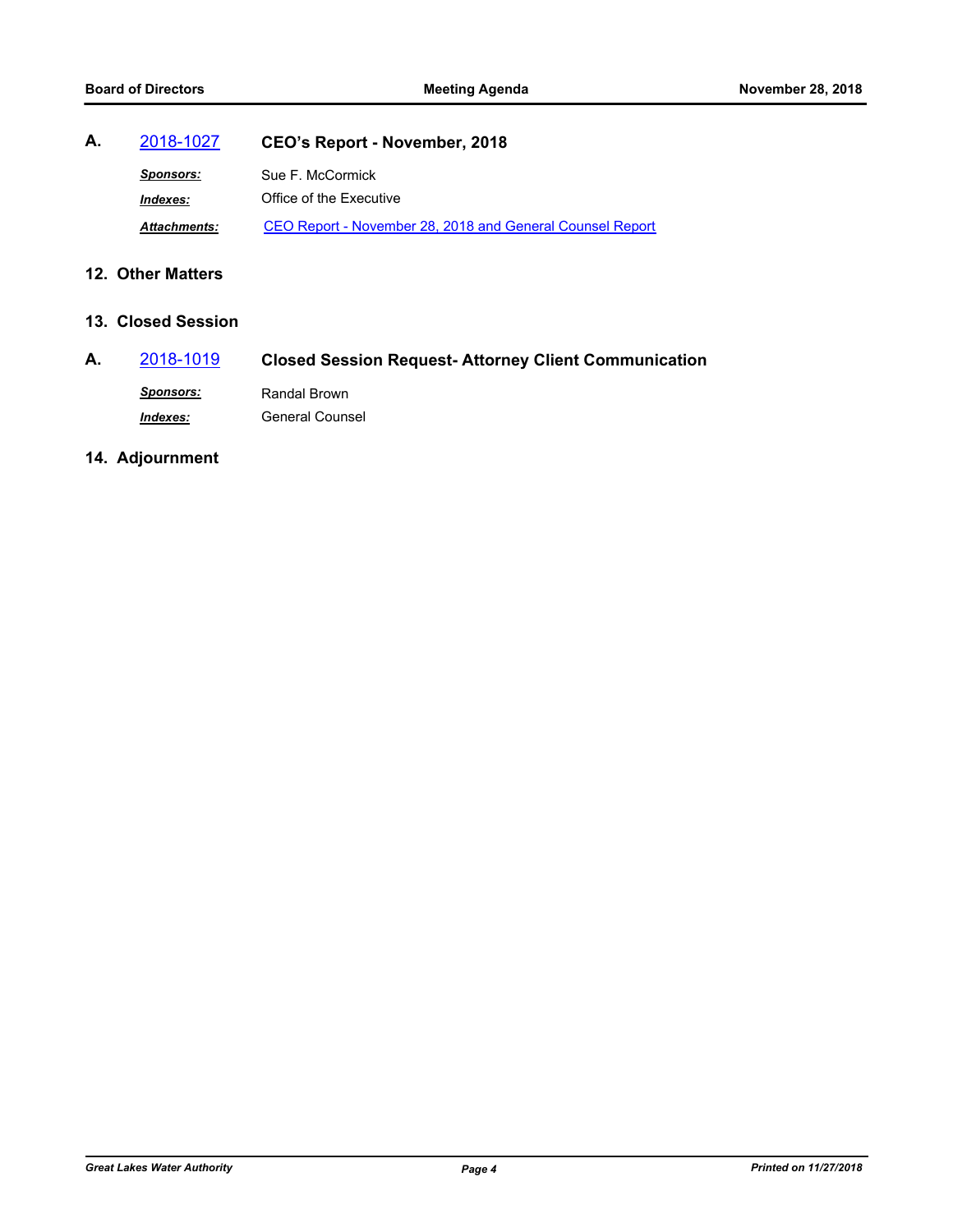**A.** 2018-1027 **CEO's Report - November, 2018**

***Sponsors:*** Sue F. McCormick

***Indexes:*** Office of the Executive

***Attachments:*** CEO Report - November 28, 2018 and General Counsel Report

## 12. Other Matters

## 13. Closed Session

**A.** 2018-1019 **Closed Session Request- Attorney Client Communication**

***Sponsors:*** Randal Brown

***Indexes:*** General Counsel

## 14. Adjournment